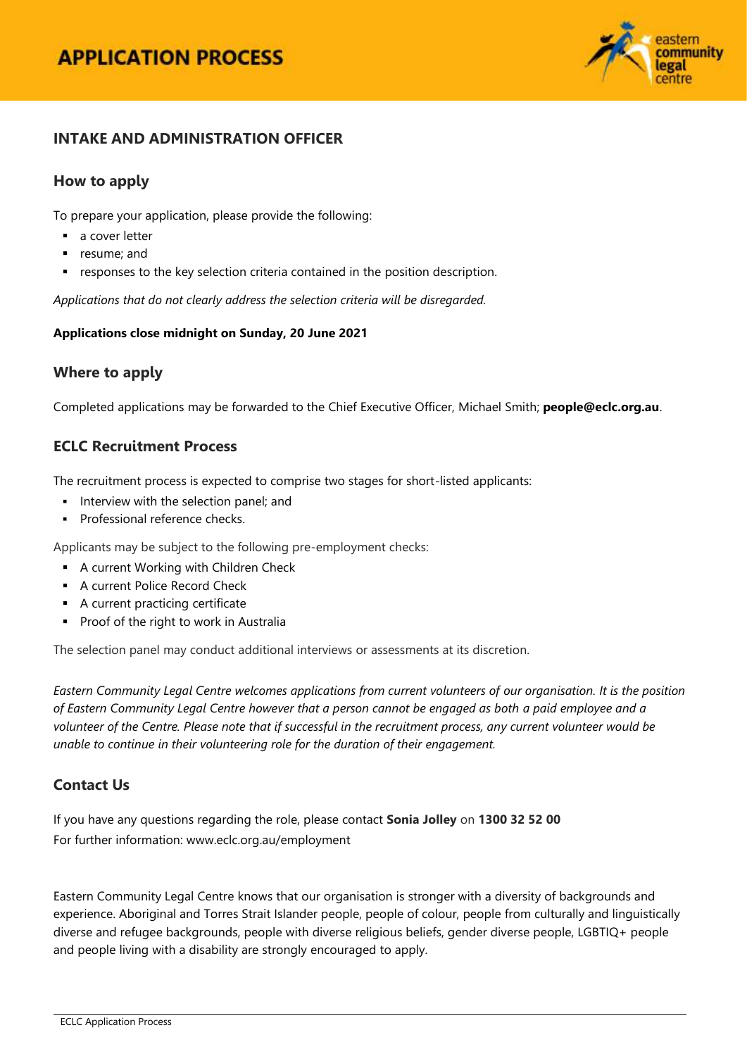# APPLICATION PROCESS

## INTAKE AND ADMINISTRATION OFFICER

### How to apply

To prepare your application, please provide the following:

- a cover letter
- resume; and
- responses to the key selection criteria contained in the position description.

*Applications that do not clearly address the selection criteria will be disregarded.*

**Applications close midnight on Sunday, 20 June 2021**

### Where to apply

Completed applications may be forwarded to the Chief Executive Officer, Michael Smith; **people@eclc.org.au**.

### ECLC Recruitment Process

The recruitment process is expected to comprise two stages for short-listed applicants:

- Interview with the selection panel; and
- Professional reference checks.

Applicants may be subject to the following pre-employment checks:

- A current Working with Children Check
- A current Police Record Check
- A current practicing certificate
- Proof of the right to work in Australia

The selection panel may conduct additional interviews or assessments at its discretion.

*Eastern Community Legal Centre welcomes applications from current volunteers of our organisation. It is the position of Eastern Community Legal Centre however that a person cannot be engaged as both a paid employee and a volunteer of the Centre. Please note that if successful in the recruitment process, any current volunteer would be unable to continue in their volunteering role for the duration of their engagement.*

### Contact Us

If you have any questions regarding the role, please contact **Sonia Jolley** on **1300 32 52 00**
For further information: www.eclc.org.au/employment

Eastern Community Legal Centre knows that our organisation is stronger with a diversity of backgrounds and experience. Aboriginal and Torres Strait Islander people, people of colour, people from culturally and linguistically diverse and refugee backgrounds, people with diverse religious beliefs, gender diverse people, LGBTIQ+ people and people living with a disability are strongly encouraged to apply.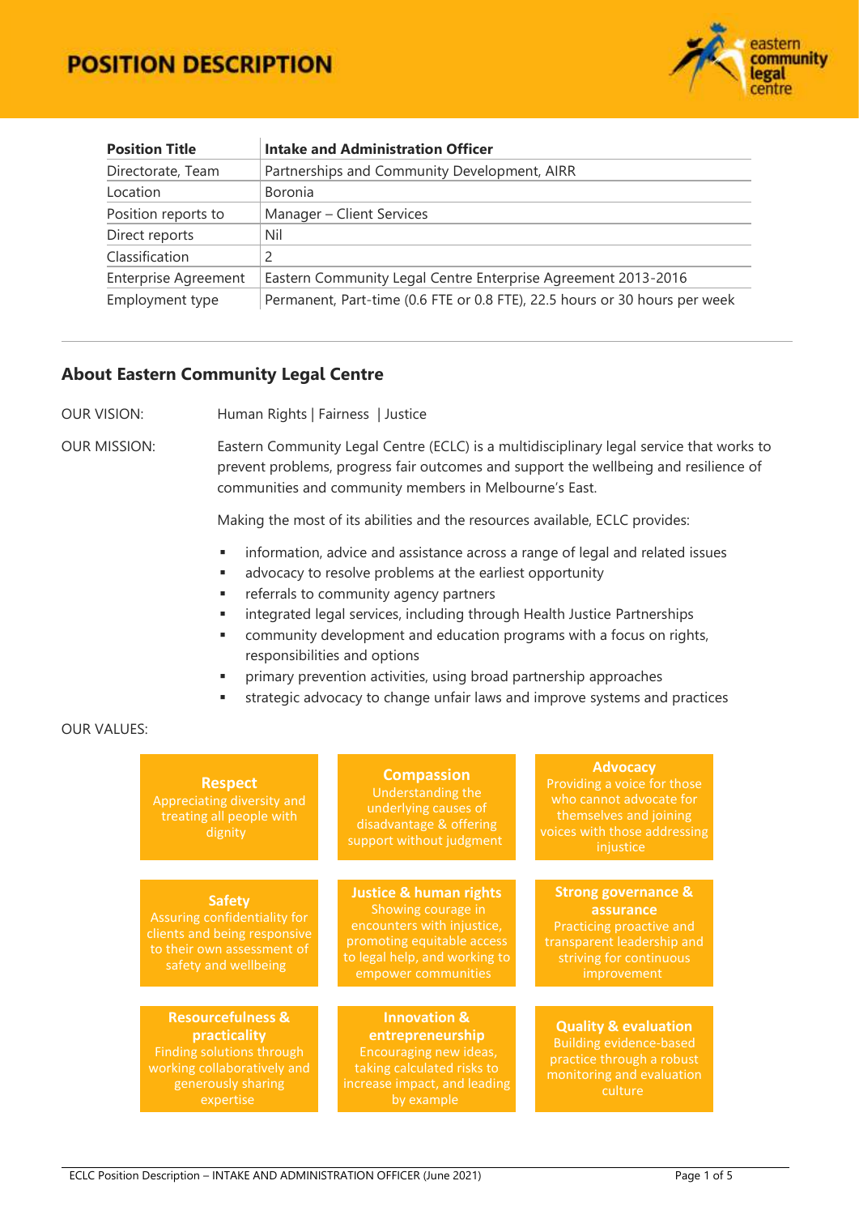# POSITION DESCRIPTION

| Position Title | Intake and Administration Officer |
|---|---|
| Directorate, Team | Partnerships and Community Development, AIRR |
| Location | Boronia |
| Position reports to | Manager – Client Services |
| Direct reports | Nil |
| Classification | 2 |
| Enterprise Agreement | Eastern Community Legal Centre Enterprise Agreement 2013-2016 |
| Employment type | Permanent, Part-time (0.6 FTE or 0.8 FTE), 22.5 hours or 30 hours per week |

## About Eastern Community Legal Centre

OUR VISION: Human Rights | Fairness | Justice

OUR MISSION: Eastern Community Legal Centre (ECLC) is a multidisciplinary legal service that works to prevent problems, progress fair outcomes and support the wellbeing and resilience of communities and community members in Melbourne's East.

Making the most of its abilities and the resources available, ECLC provides:

- information, advice and assistance across a range of legal and related issues
- advocacy to resolve problems at the earliest opportunity
- referrals to community agency partners
- integrated legal services, including through Health Justice Partnerships
- community development and education programs with a focus on rights, responsibilities and options
- primary prevention activities, using broad partnership approaches
- strategic advocacy to change unfair laws and improve systems and practices

OUR VALUES:

**Respect**
Appreciating diversity and treating all people with dignity

**Compassion**
Understanding the underlying causes of disadvantage & offering support without judgment

**Advocacy**
Providing a voice for those who cannot advocate for themselves and joining voices with those addressing injustice

**Safety**
Assuring confidentiality for clients and being responsive to their own assessment of safety and wellbeing

**Justice & human rights**
Showing courage in encounters with injustice, promoting equitable access to legal help, and working to empower communities

**Strong governance & assurance**
Practicing proactive and transparent leadership and striving for continuous improvement

**Resourcefulness & practicality**
Finding solutions through working collaboratively and generously sharing expertise

**Innovation & entrepreneurship**
Encouraging new ideas, taking calculated risks to increase impact, and leading by example

**Quality & evaluation**
Building evidence-based practice through a robust monitoring and evaluation culture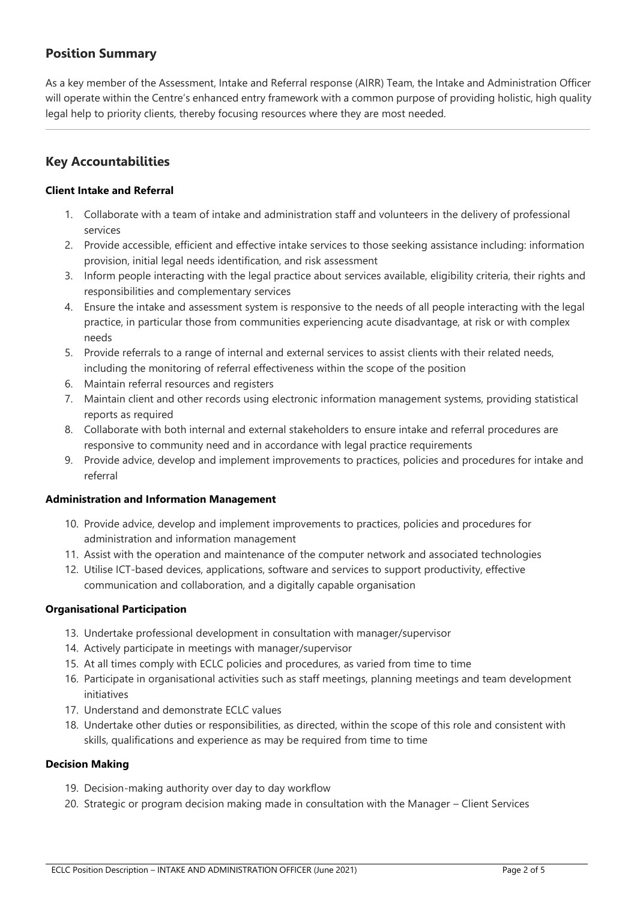## Position Summary

As a key member of the Assessment, Intake and Referral response (AIRR) Team, the Intake and Administration Officer will operate within the Centre's enhanced entry framework with a common purpose of providing holistic, high quality legal help to priority clients, thereby focusing resources where they are most needed.

## Key Accountabilities

### Client Intake and Referral

1. Collaborate with a team of intake and administration staff and volunteers in the delivery of professional services
2. Provide accessible, efficient and effective intake services to those seeking assistance including: information provision, initial legal needs identification, and risk assessment
3. Inform people interacting with the legal practice about services available, eligibility criteria, their rights and responsibilities and complementary services
4. Ensure the intake and assessment system is responsive to the needs of all people interacting with the legal practice, in particular those from communities experiencing acute disadvantage, at risk or with complex needs
5. Provide referrals to a range of internal and external services to assist clients with their related needs, including the monitoring of referral effectiveness within the scope of the position
6. Maintain referral resources and registers
7. Maintain client and other records using electronic information management systems, providing statistical reports as required
8. Collaborate with both internal and external stakeholders to ensure intake and referral procedures are responsive to community need and in accordance with legal practice requirements
9. Provide advice, develop and implement improvements to practices, policies and procedures for intake and referral

### Administration and Information Management

10. Provide advice, develop and implement improvements to practices, policies and procedures for administration and information management
11. Assist with the operation and maintenance of the computer network and associated technologies
12. Utilise ICT-based devices, applications, software and services to support productivity, effective communication and collaboration, and a digitally capable organisation

### Organisational Participation

13. Undertake professional development in consultation with manager/supervisor
14. Actively participate in meetings with manager/supervisor
15. At all times comply with ECLC policies and procedures, as varied from time to time
16. Participate in organisational activities such as staff meetings, planning meetings and team development initiatives
17. Understand and demonstrate ECLC values
18. Undertake other duties or responsibilities, as directed, within the scope of this role and consistent with skills, qualifications and experience as may be required from time to time

### Decision Making

19. Decision-making authority over day to day workflow
20. Strategic or program decision making made in consultation with the Manager – Client Services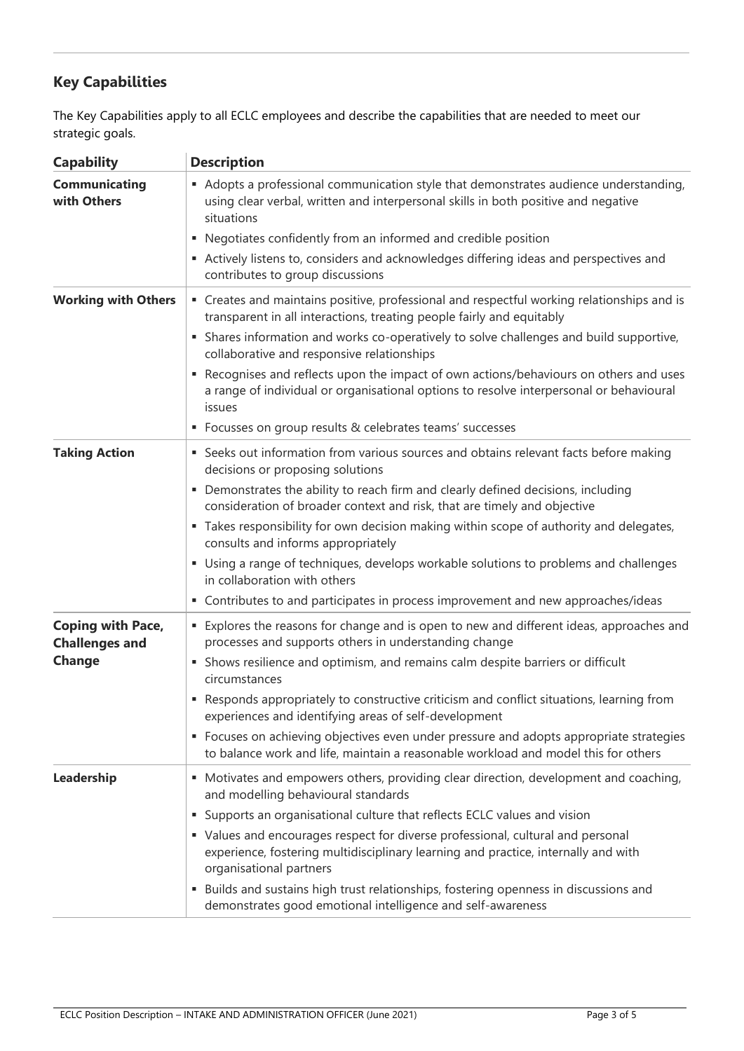## Key Capabilities

The Key Capabilities apply to all ECLC employees and describe the capabilities that are needed to meet our strategic goals.

| Capability | Description |
| --- | --- |
| **Communicating with Others** | ▪ Adopts a professional communication style that demonstrates audience understanding, using clear verbal, written and interpersonal skills in both positive and negative situations<br>▪ Negotiates confidently from an informed and credible position<br>▪ Actively listens to, considers and acknowledges differing ideas and perspectives and contributes to group discussions |
| **Working with Others** | ▪ Creates and maintains positive, professional and respectful working relationships and is transparent in all interactions, treating people fairly and equitably<br>▪ Shares information and works co-operatively to solve challenges and build supportive, collaborative and responsive relationships<br>▪ Recognises and reflects upon the impact of own actions/behaviours on others and uses a range of individual or organisational options to resolve interpersonal or behavioural issues<br>▪ Focusses on group results & celebrates teams' successes |
| **Taking Action** | ▪ Seeks out information from various sources and obtains relevant facts before making decisions or proposing solutions<br>▪ Demonstrates the ability to reach firm and clearly defined decisions, including consideration of broader context and risk, that are timely and objective<br>▪ Takes responsibility for own decision making within scope of authority and delegates, consults and informs appropriately<br>▪ Using a range of techniques, develops workable solutions to problems and challenges in collaboration with others<br>▪ Contributes to and participates in process improvement and new approaches/ideas |
| **Coping with Pace, Challenges and Change** | ▪ Explores the reasons for change and is open to new and different ideas, approaches and processes and supports others in understanding change<br>▪ Shows resilience and optimism, and remains calm despite barriers or difficult circumstances<br>▪ Responds appropriately to constructive criticism and conflict situations, learning from experiences and identifying areas of self-development<br>▪ Focuses on achieving objectives even under pressure and adopts appropriate strategies to balance work and life, maintain a reasonable workload and model this for others |
| **Leadership** | ▪ Motivates and empowers others, providing clear direction, development and coaching, and modelling behavioural standards<br>▪ Supports an organisational culture that reflects ECLC values and vision<br>▪ Values and encourages respect for diverse professional, cultural and personal experience, fostering multidisciplinary learning and practice, internally and with organisational partners<br>▪ Builds and sustains high trust relationships, fostering openness in discussions and demonstrates good emotional intelligence and self-awareness |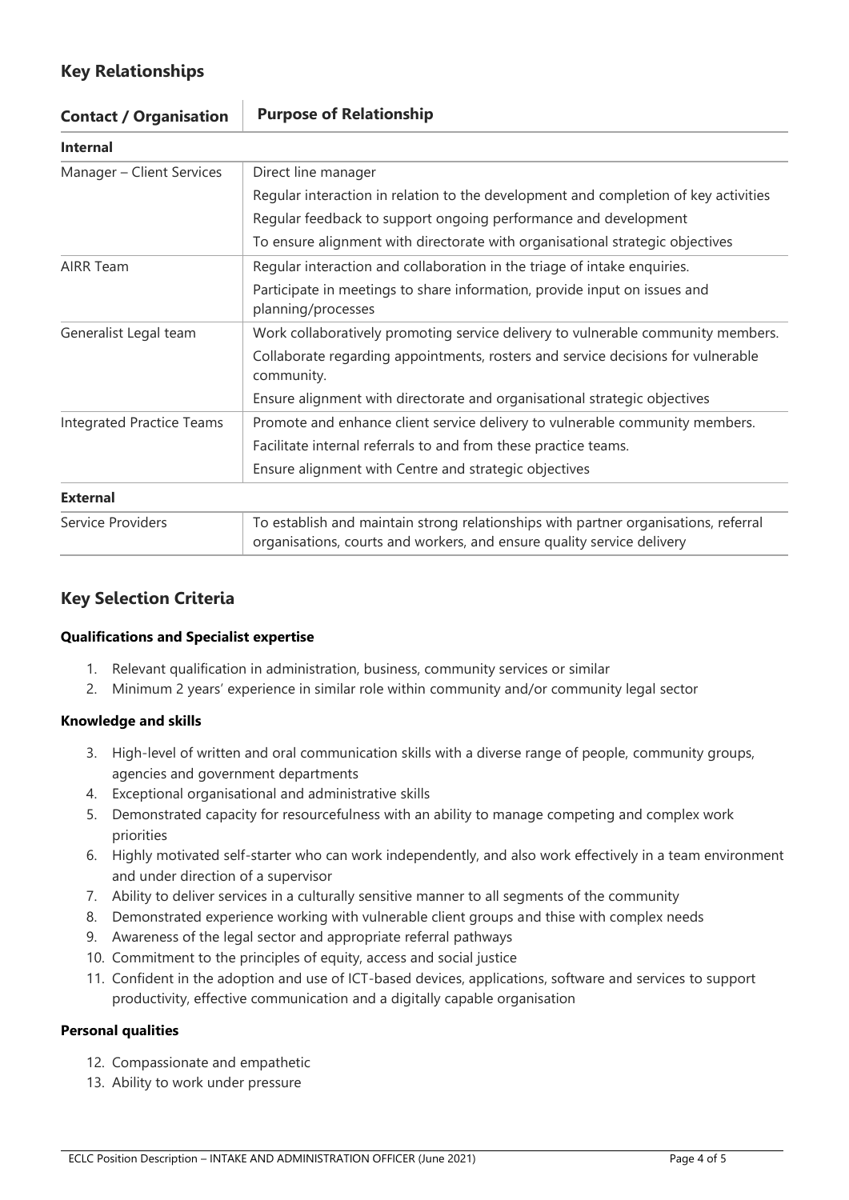## Key Relationships

| Contact / Organisation | Purpose of Relationship |
|---|---|
| **Internal** | |
| Manager – Client Services | Direct line manager |
| | Regular interaction in relation to the development and completion of key activities |
| | Regular feedback to support ongoing performance and development |
| | To ensure alignment with directorate with organisational strategic objectives |
| AIRR Team | Regular interaction and collaboration in the triage of intake enquiries. |
| | Participate in meetings to share information, provide input on issues and planning/processes |
| Generalist Legal team | Work collaboratively promoting service delivery to vulnerable community members. |
| | Collaborate regarding appointments, rosters and service decisions for vulnerable community. |
| | Ensure alignment with directorate and organisational strategic objectives |
| Integrated Practice Teams | Promote and enhance client service delivery to vulnerable community members. |
| | Facilitate internal referrals to and from these practice teams. |
| | Ensure alignment with Centre and strategic objectives |
| **External** | |
| Service Providers | To establish and maintain strong relationships with partner organisations, referral organisations, courts and workers, and ensure quality service delivery |

## Key Selection Criteria

**Qualifications and Specialist expertise**

1. Relevant qualification in administration, business, community services or similar
2. Minimum 2 years' experience in similar role within community and/or community legal sector

**Knowledge and skills**

3. High-level of written and oral communication skills with a diverse range of people, community groups, agencies and government departments
4. Exceptional organisational and administrative skills
5. Demonstrated capacity for resourcefulness with an ability to manage competing and complex work priorities
6. Highly motivated self-starter who can work independently, and also work effectively in a team environment and under direction of a supervisor
7. Ability to deliver services in a culturally sensitive manner to all segments of the community
8. Demonstrated experience working with vulnerable client groups and thise with complex needs
9. Awareness of the legal sector and appropriate referral pathways
10. Commitment to the principles of equity, access and social justice
11. Confident in the adoption and use of ICT-based devices, applications, software and services to support productivity, effective communication and a digitally capable organisation

**Personal qualities**

12. Compassionate and empathetic
13. Ability to work under pressure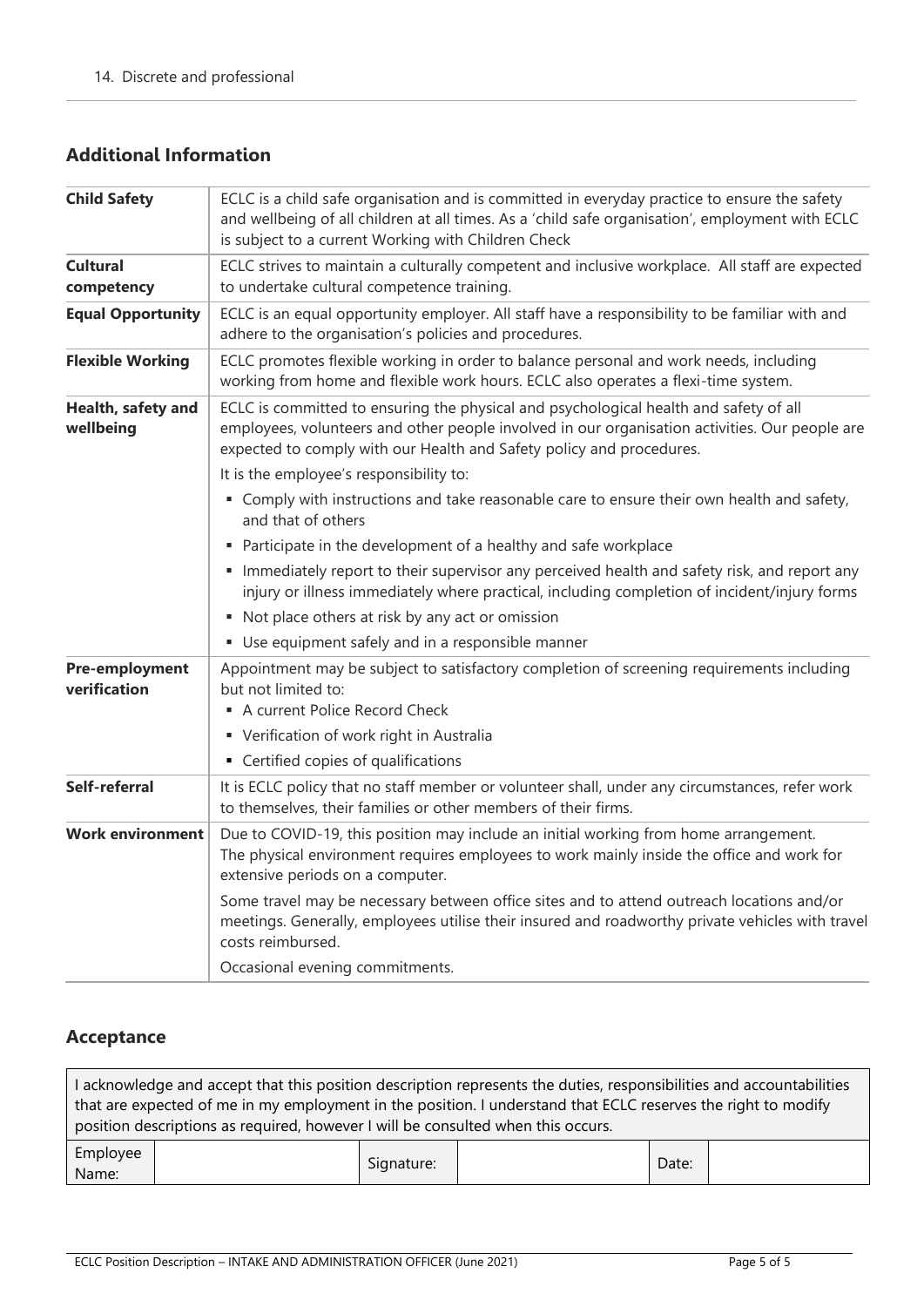14. Discrete and professional

## Additional Information

| | |
|---|---|
| **Child Safety** | ECLC is a child safe organisation and is committed in everyday practice to ensure the safety and wellbeing of all children at all times. As a 'child safe organisation', employment with ECLC is subject to a current Working with Children Check |
| **Cultural competency** | ECLC strives to maintain a culturally competent and inclusive workplace. All staff are expected to undertake cultural competence training. |
| **Equal Opportunity** | ECLC is an equal opportunity employer. All staff have a responsibility to be familiar with and adhere to the organisation's policies and procedures. |
| **Flexible Working** | ECLC promotes flexible working in order to balance personal and work needs, including working from home and flexible work hours. ECLC also operates a flexi-time system. |
| **Health, safety and wellbeing** | ECLC is committed to ensuring the physical and psychological health and safety of all employees, volunteers and other people involved in our organisation activities. Our people are expected to comply with our Health and Safety policy and procedures.<br>It is the employee's responsibility to:<br>▪ Comply with instructions and take reasonable care to ensure their own health and safety, and that of others<br>▪ Participate in the development of a healthy and safe workplace<br>▪ Immediately report to their supervisor any perceived health and safety risk, and report any injury or illness immediately where practical, including completion of incident/injury forms<br>▪ Not place others at risk by any act or omission<br>▪ Use equipment safely and in a responsible manner |
| **Pre-employment verification** | Appointment may be subject to satisfactory completion of screening requirements including but not limited to:<br>▪ A current Police Record Check<br>▪ Verification of work right in Australia<br>▪ Certified copies of qualifications |
| **Self-referral** | It is ECLC policy that no staff member or volunteer shall, under any circumstances, refer work to themselves, their families or other members of their firms. |
| **Work environment** | Due to COVID-19, this position may include an initial working from home arrangement. The physical environment requires employees to work mainly inside the office and work for extensive periods on a computer.<br>Some travel may be necessary between office sites and to attend outreach locations and/or meetings. Generally, employees utilise their insured and roadworthy private vehicles with travel costs reimbursed.<br>Occasional evening commitments. |

## Acceptance

I acknowledge and accept that this position description represents the duties, responsibilities and accountabilities that are expected of me in my employment in the position. I understand that ECLC reserves the right to modify position descriptions as required, however I will be consulted when this occurs.

| | | | | | |
|---|---|---|---|---|---|
| Employee Name: | | Signature: | | Date: | |